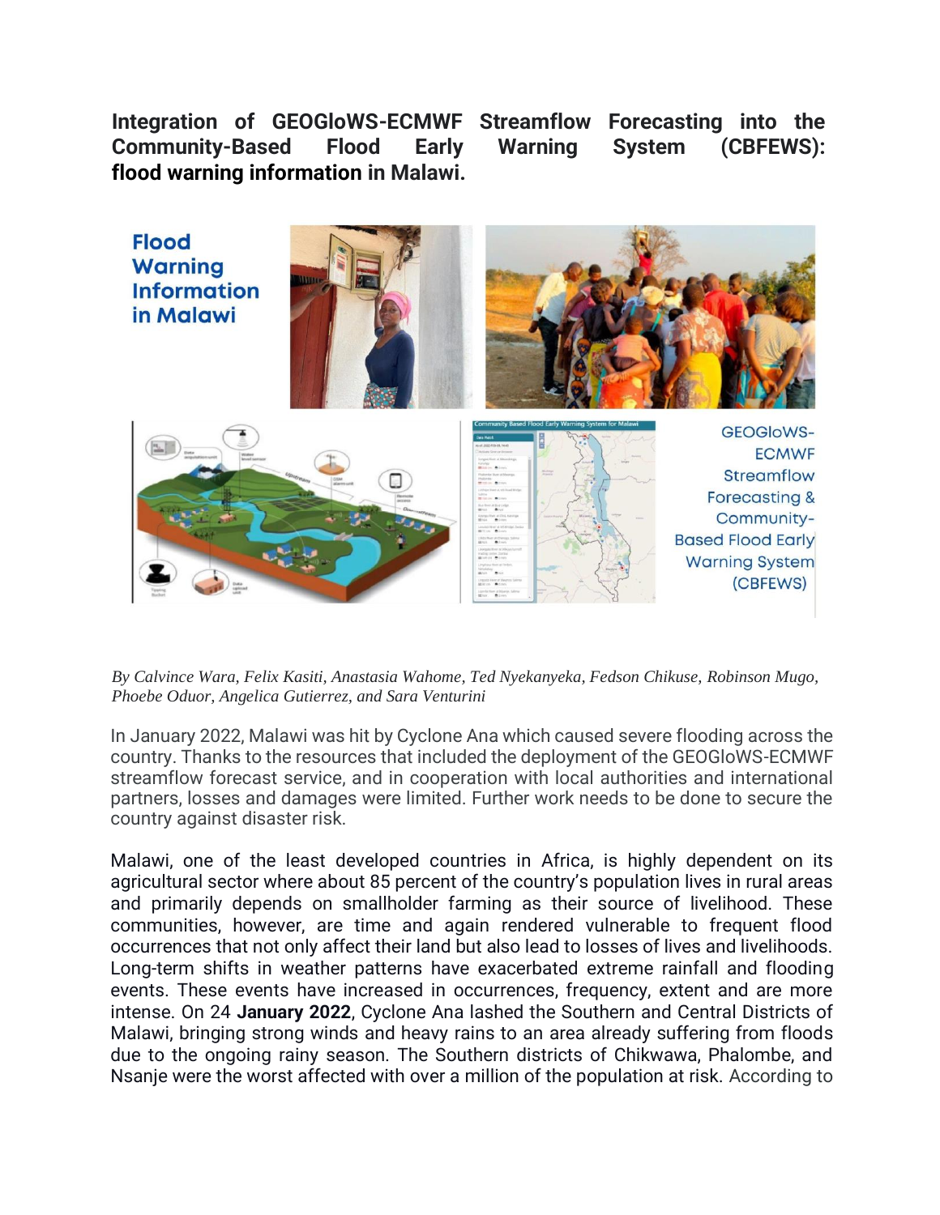# Integration of GEOGloWS-ECMWF Streamflow Forecasting into the Community-Based Flood Early Warning System (CBFEWS): flood warning information in Malawi.

*By Calvince Wara, Felix Kasiti, Anastasia Wahome, Ted Nyekanyeka, Fedson Chikuse, Robinson Mugo, Phoebe Oduor, Angelica Gutierrez, and Sara Venturini*

In January 2022, Malawi was hit by Cyclone Ana which caused severe flooding across the country. Thanks to the resources that included the deployment of the GEOGloWS-ECMWF streamflow forecast service, and in cooperation with local authorities and international partners, losses and damages were limited. Further work needs to be done to secure the country against disaster risk.

Malawi, one of the least developed countries in Africa, is highly dependent on its agricultural sector where about 85 percent of the country's population lives in rural areas and primarily depends on smallholder farming as their source of livelihood. These communities, however, are time and again rendered vulnerable to frequent flood occurrences that not only affect their land but also lead to losses of lives and livelihoods. Long-term shifts in weather patterns have exacerbated extreme rainfall and flooding events. These events have increased in occurrences, frequency, extent and are more intense. On 24 **January 2022**, Cyclone Ana lashed the Southern and Central Districts of Malawi, bringing strong winds and heavy rains to an area already suffering from floods due to the ongoing rainy season. The Southern districts of Chikwawa, Phalombe, and Nsanje were the worst affected with over a million of the population at risk. According to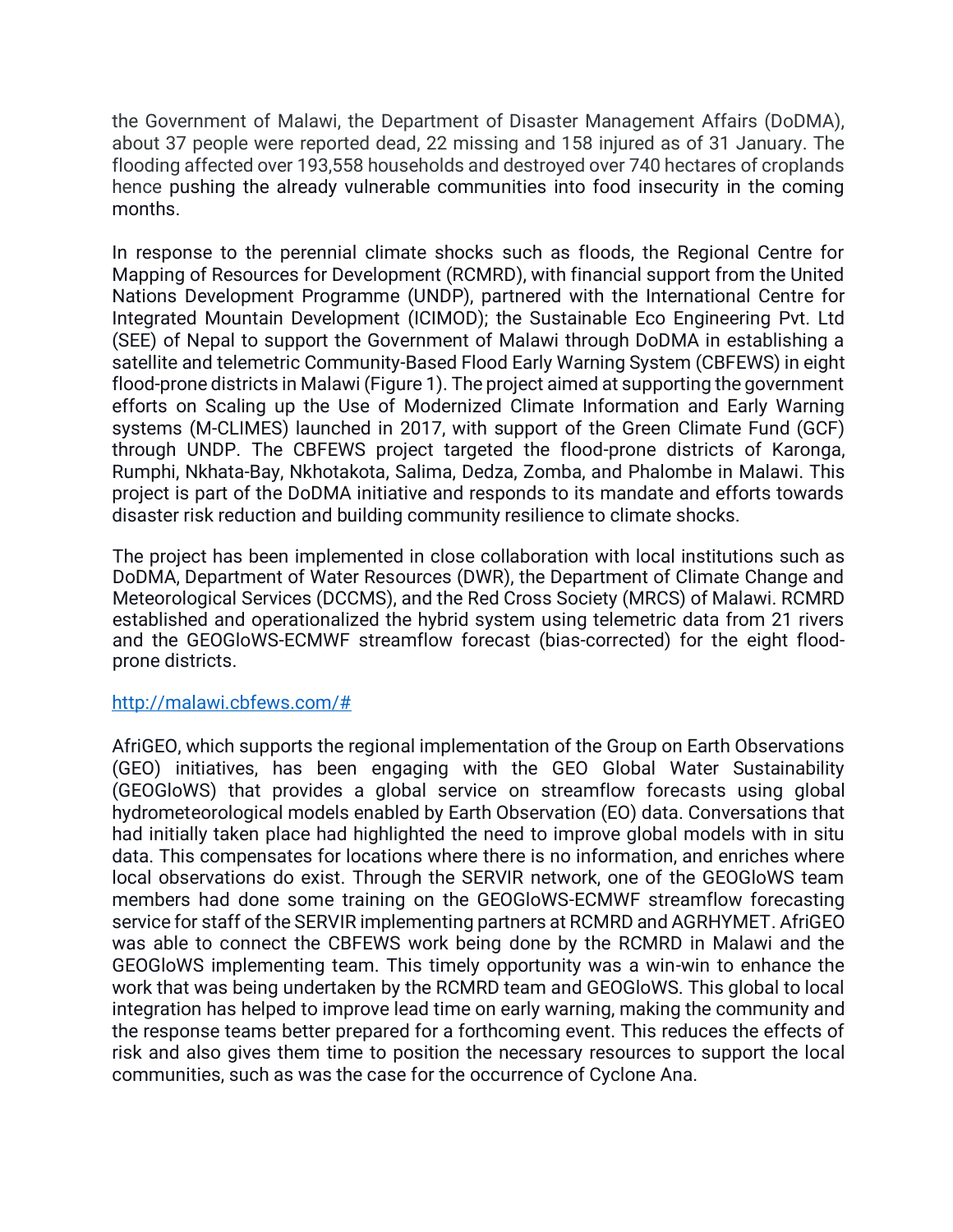the Government of Malawi, the Department of Disaster Management Affairs (DoDMA), about 37 people were reported dead, 22 missing and 158 injured as of 31 January. The flooding affected over 193,558 households and destroyed over 740 hectares of croplands hence pushing the already vulnerable communities into food insecurity in the coming months.

In response to the perennial climate shocks such as floods, the Regional Centre for Mapping of Resources for Development (RCMRD), with financial support from the United Nations Development Programme (UNDP), partnered with the International Centre for Integrated Mountain Development (ICIMOD); the Sustainable Eco Engineering Pvt. Ltd (SEE) of Nepal to support the Government of Malawi through DoDMA in establishing a satellite and telemetric Community-Based Flood Early Warning System (CBFEWS) in eight flood-prone districts in Malawi (Figure 1). The project aimed at supporting the government efforts on Scaling up the Use of Modernized Climate Information and Early Warning systems (M-CLIMES) launched in 2017, with support of the Green Climate Fund (GCF) through UNDP. The CBFEWS project targeted the flood-prone districts of Karonga, Rumphi, Nkhata-Bay, Nkhotakota, Salima, Dedza, Zomba, and Phalombe in Malawi. This project is part of the DoDMA initiative and responds to its mandate and efforts towards disaster risk reduction and building community resilience to climate shocks.

The project has been implemented in close collaboration with local institutions such as DoDMA, Department of Water Resources (DWR), the Department of Climate Change and Meteorological Services (DCCMS), and the Red Cross Society (MRCS) of Malawi. RCMRD established and operationalized the hybrid system using telemetric data from 21 rivers and the GEOGloWS-ECMWF streamflow forecast (bias-corrected) for the eight flood-prone districts.

http://malawi.cbfews.com/#

AfriGEO, which supports the regional implementation of the Group on Earth Observations (GEO) initiatives, has been engaging with the GEO Global Water Sustainability (GEOGloWS) that provides a global service on streamflow forecasts using global hydrometeorological models enabled by Earth Observation (EO) data. Conversations that had initially taken place had highlighted the need to improve global models with in situ data. This compensates for locations where there is no information, and enriches where local observations do exist. Through the SERVIR network, one of the GEOGloWS team members had done some training on the GEOGloWS-ECMWF streamflow forecasting service for staff of the SERVIR implementing partners at RCMRD and AGRHYMET. AfriGEO was able to connect the CBFEWS work being done by the RCMRD in Malawi and the GEOGloWS implementing team. This timely opportunity was a win-win to enhance the work that was being undertaken by the RCMRD team and GEOGloWS. This global to local integration has helped to improve lead time on early warning, making the community and the response teams better prepared for a forthcoming event. This reduces the effects of risk and also gives them time to position the necessary resources to support the local communities, such as was the case for the occurrence of Cyclone Ana.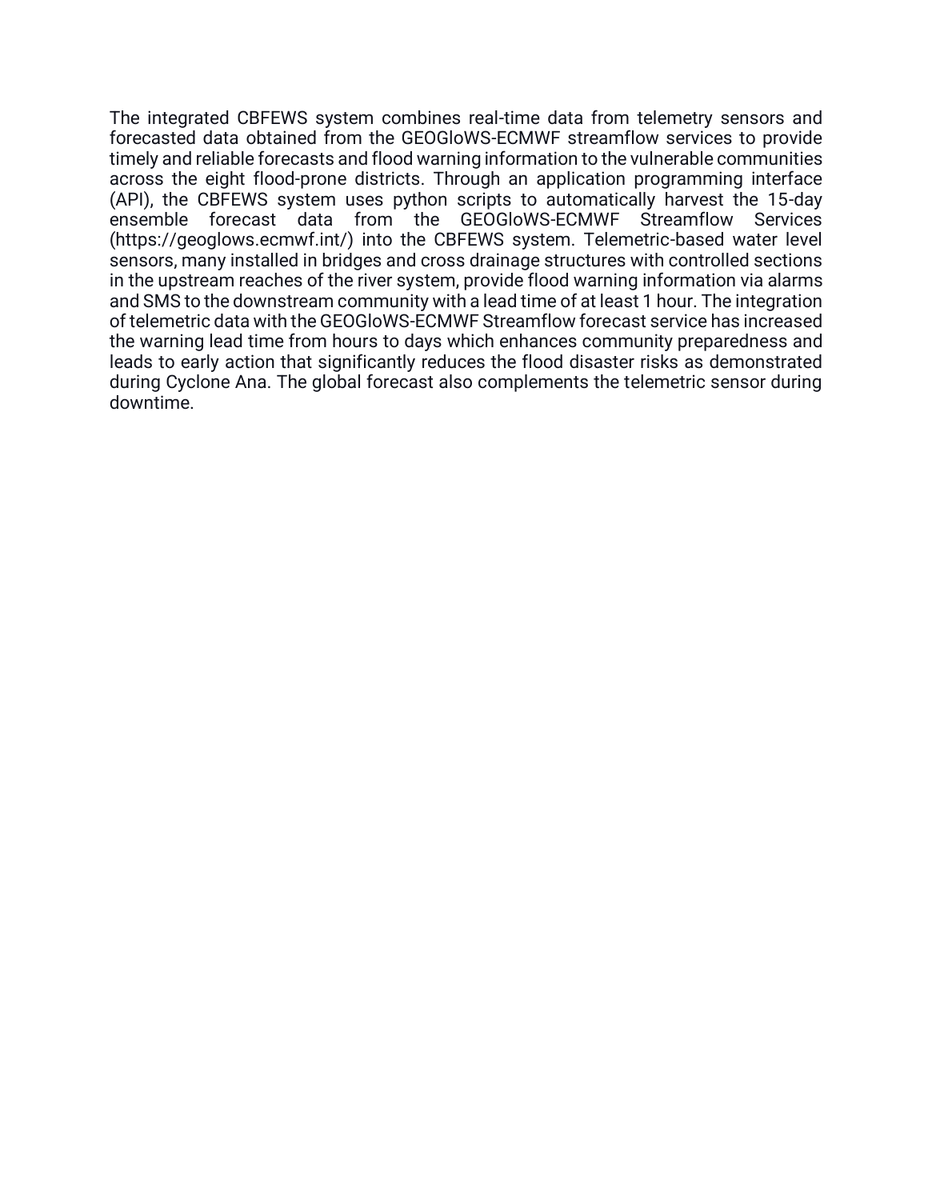The integrated CBFEWS system combines real-time data from telemetry sensors and forecasted data obtained from the GEOGloWS-ECMWF streamflow services to provide timely and reliable forecasts and flood warning information to the vulnerable communities across the eight flood-prone districts. Through an application programming interface (API), the CBFEWS system uses python scripts to automatically harvest the 15-day ensemble forecast data from the GEOGloWS-ECMWF Streamflow Services (https://geoglows.ecmwf.int/) into the CBFEWS system. Telemetric-based water level sensors, many installed in bridges and cross drainage structures with controlled sections in the upstream reaches of the river system, provide flood warning information via alarms and SMS to the downstream community with a lead time of at least 1 hour. The integration of telemetric data with the GEOGloWS-ECMWF Streamflow forecast service has increased the warning lead time from hours to days which enhances community preparedness and leads to early action that significantly reduces the flood disaster risks as demonstrated during Cyclone Ana. The global forecast also complements the telemetric sensor during downtime.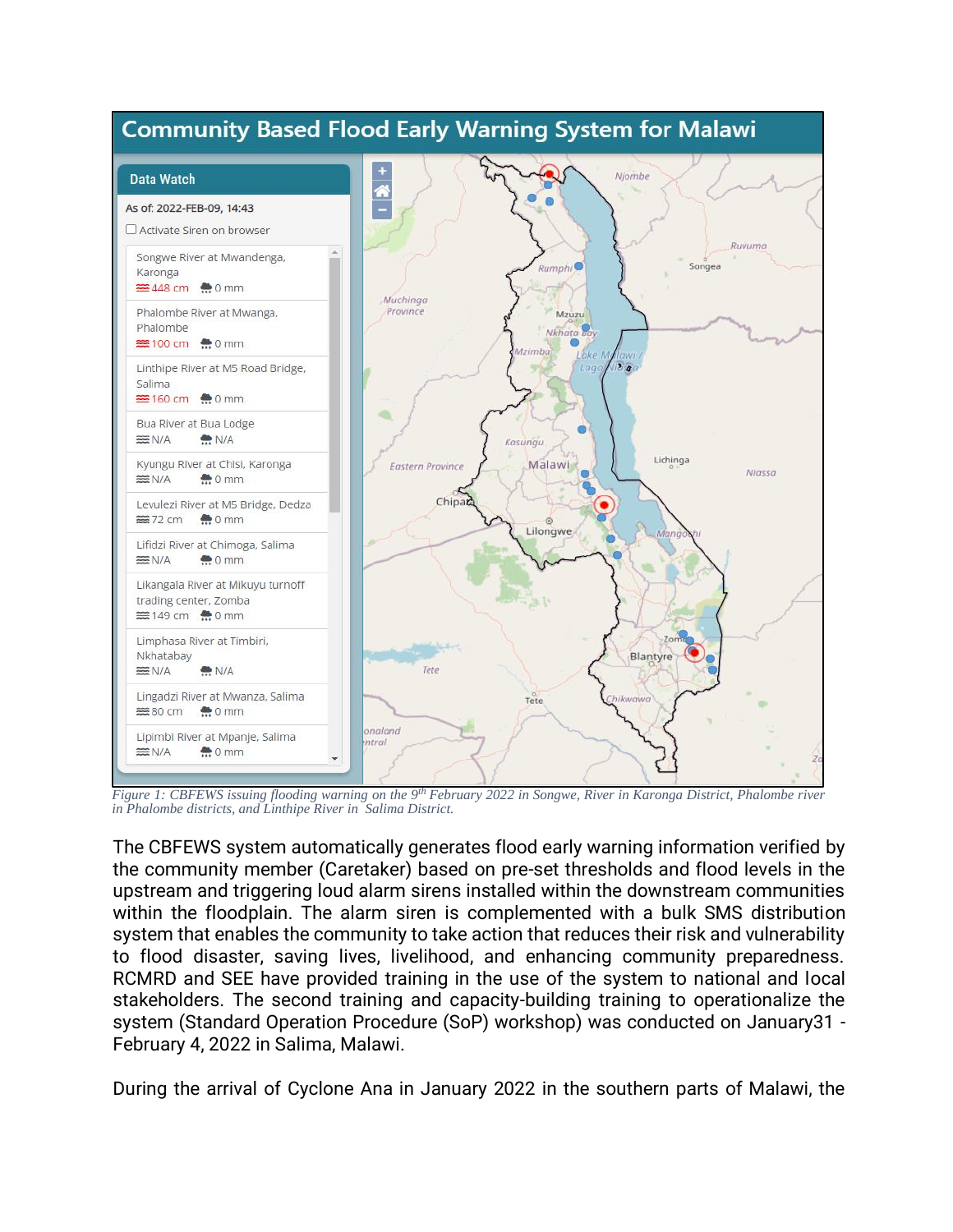*Figure 1: CBFEWS issuing flooding warning on the 9th February 2022 in Songwe, River in Karonga District, Phalombe river in Phalombe districts, and Linthipe River in Salima District.*

The CBFEWS system automatically generates flood early warning information verified by the community member (Caretaker) based on pre-set thresholds and flood levels in the upstream and triggering loud alarm sirens installed within the downstream communities within the floodplain. The alarm siren is complemented with a bulk SMS distribution system that enables the community to take action that reduces their risk and vulnerability to flood disaster, saving lives, livelihood, and enhancing community preparedness. RCMRD and SEE have provided training in the use of the system to national and local stakeholders. The second training and capacity-building training to operationalize the system (Standard Operation Procedure (SoP) workshop) was conducted on January31 - February 4, 2022 in Salima, Malawi.

During the arrival of Cyclone Ana in January 2022 in the southern parts of Malawi, the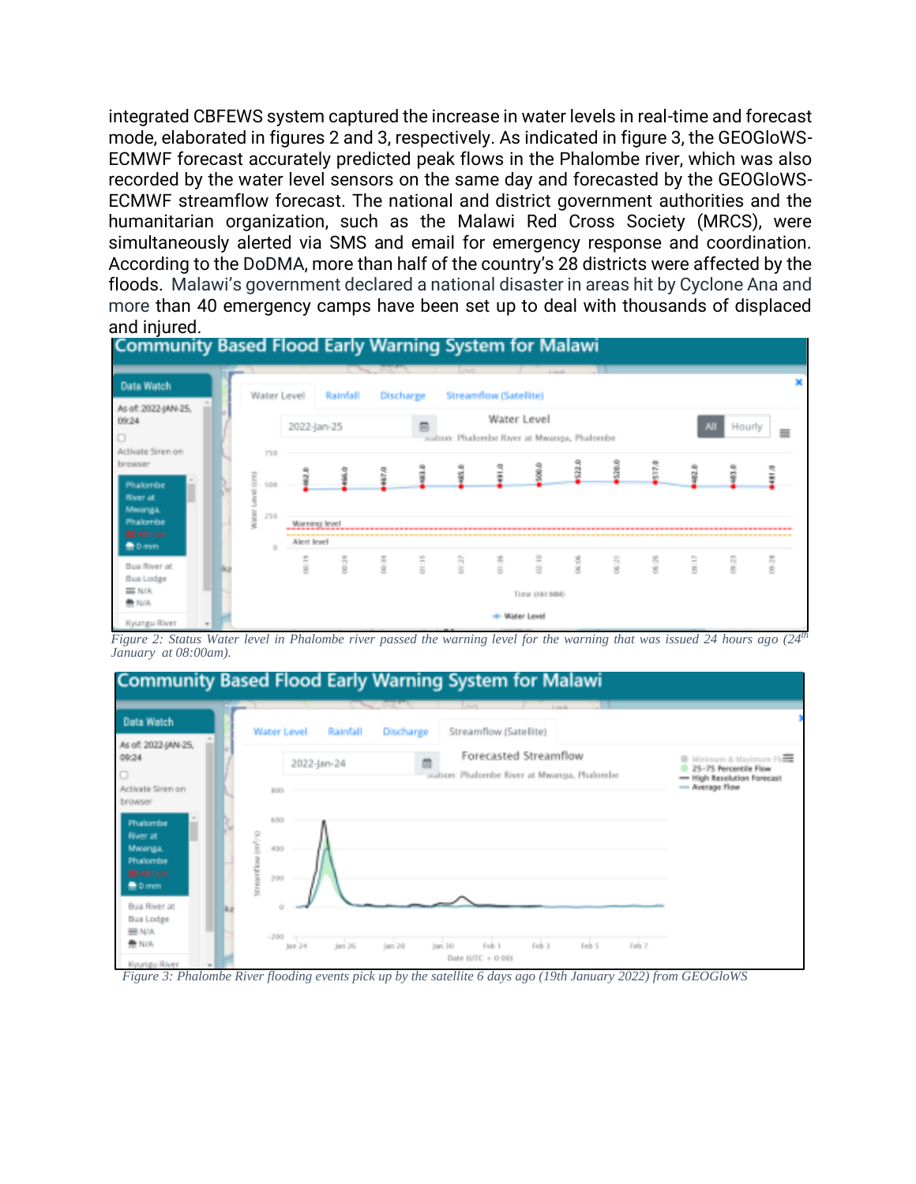integrated CBFEWS system captured the increase in water levels in real-time and forecast mode, elaborated in figures 2 and 3, respectively. As indicated in figure 3, the GEOGloWS-ECMWF forecast accurately predicted peak flows in the Phalombe river, which was also recorded by the water level sensors on the same day and forecasted by the GEOGloWS-ECMWF streamflow forecast. The national and district government authorities and the humanitarian organization, such as the Malawi Red Cross Society (MRCS), were simultaneously alerted via SMS and email for emergency response and coordination. According to the DoDMA, more than half of the country's 28 districts were affected by the floods. Malawi's government declared a national disaster in areas hit by Cyclone Ana and more than 40 emergency camps have been set up to deal with thousands of displaced and injured.

*Figure 2: Status Water level in Phalombe river passed the warning level for the warning that was issued 24 hours ago (24th January at 08:00am).*

*Figure 3: Phalombe River flooding events pick up by the satellite 6 days ago (19th January 2022) from GEOGloWS*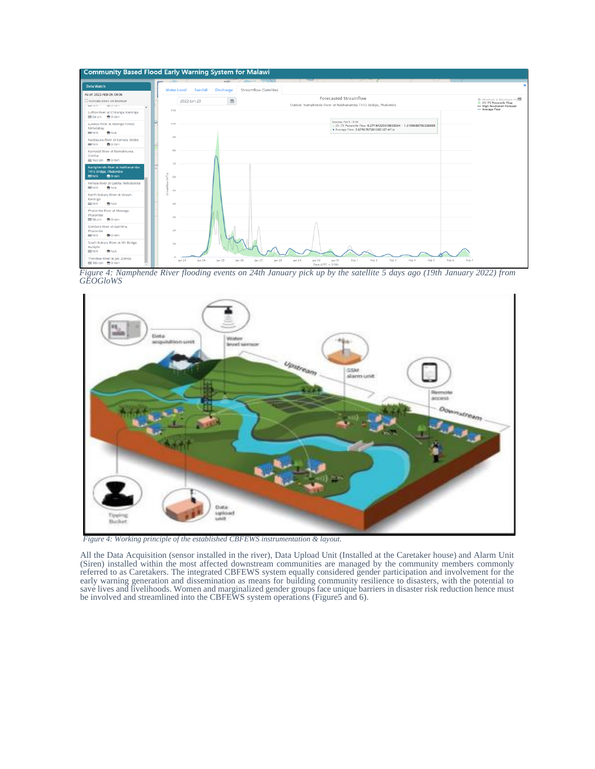*Figure 4: Namphende River flooding events on 24th January pick up by the satellite 5 days ago (19th January 2022) from GEOGloWS*

*Figure 4: Working principle of the established CBFEWS instrumentation & layout.*

All the Data Acquisition (sensor installed in the river), Data Upload Unit (Installed at the Caretaker house) and Alarm Unit (Siren) installed within the most affected downstream communities are managed by the community members commonly referred to as Caretakers. The integrated CBFEWS system equally considered gender participation and involvement for the early warning generation and dissemination as means for building community resilience to disasters, with the potential to save lives and livelihoods. Women and marginalized gender groups face unique barriers in disaster risk reduction hence must be involved and streamlined into the CBFEWS system operations (Figure5 and 6).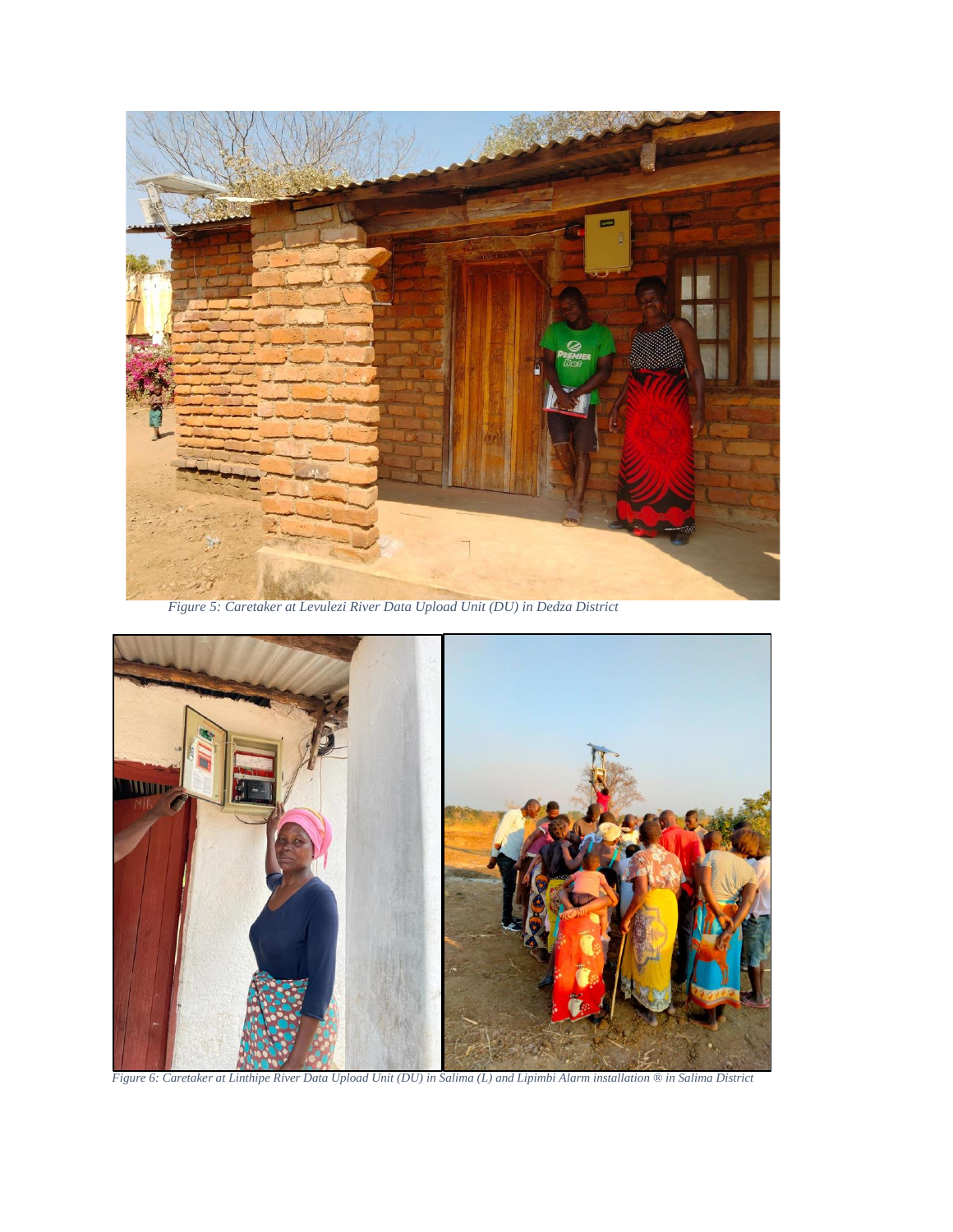*Figure 5: Caretaker at Levulezi River Data Upload Unit (DU) in Dedza District*

*Figure 6: Caretaker at Linthipe River Data Upload Unit (DU) in Salima (L) and Lipimbi Alarm installation ® in Salima District*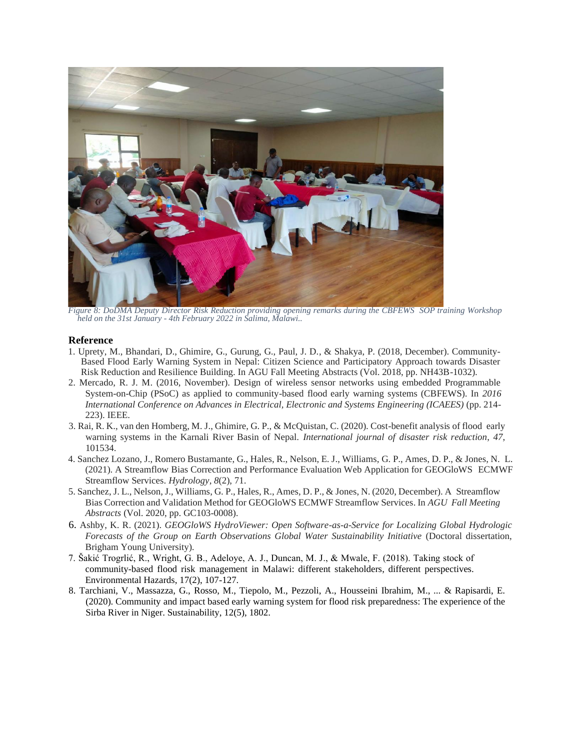*Figure 8: DoDMA Deputy Director Risk Reduction providing opening remarks during the CBFEWS SOP training Workshop held on the 31st January - 4th February 2022 in Salima, Malawi..*

## Reference

1. Uprety, M., Bhandari, D., Ghimire, G., Gurung, G., Paul, J. D., & Shakya, P. (2018, December). Community-Based Flood Early Warning System in Nepal: Citizen Science and Participatory Approach towards Disaster Risk Reduction and Resilience Building. In AGU Fall Meeting Abstracts (Vol. 2018, pp. NH43B-1032).
2. Mercado, R. J. M. (2016, November). Design of wireless sensor networks using embedded Programmable System-on-Chip (PSoC) as applied to community-based flood early warning systems (CBFEWS). In *2016 International Conference on Advances in Electrical, Electronic and Systems Engineering (ICAEES)* (pp. 214-223). IEEE.
3. Rai, R. K., van den Homberg, M. J., Ghimire, G. P., & McQuistan, C. (2020). Cost-benefit analysis of flood early warning systems in the Karnali River Basin of Nepal. *International journal of disaster risk reduction*, *47*, 101534.
4. Sanchez Lozano, J., Romero Bustamante, G., Hales, R., Nelson, E. J., Williams, G. P., Ames, D. P., & Jones, N. L. (2021). A Streamflow Bias Correction and Performance Evaluation Web Application for GEOGloWS ECMWF Streamflow Services. *Hydrology*, *8*(2), 71.
5. Sanchez, J. L., Nelson, J., Williams, G. P., Hales, R., Ames, D. P., & Jones, N. (2020, December). A Streamflow Bias Correction and Validation Method for GEOGloWS ECMWF Streamflow Services. In *AGU Fall Meeting Abstracts* (Vol. 2020, pp. GC103-0008).
6. Ashby, K. R. (2021). *GEOGloWS HydroViewer: Open Software-as-a-Service for Localizing Global Hydrologic Forecasts of the Group on Earth Observations Global Water Sustainability Initiative* (Doctoral dissertation, Brigham Young University).
7. Šakić Trogrlić, R., Wright, G. B., Adeloye, A. J., Duncan, M. J., & Mwale, F. (2018). Taking stock of community-based flood risk management in Malawi: different stakeholders, different perspectives. Environmental Hazards, 17(2), 107-127.
8. Tarchiani, V., Massazza, G., Rosso, M., Tiepolo, M., Pezzoli, A., Housseini Ibrahim, M., ... & Rapisardi, E. (2020). Community and impact based early warning system for flood risk preparedness: The experience of the Sirba River in Niger. Sustainability, 12(5), 1802.